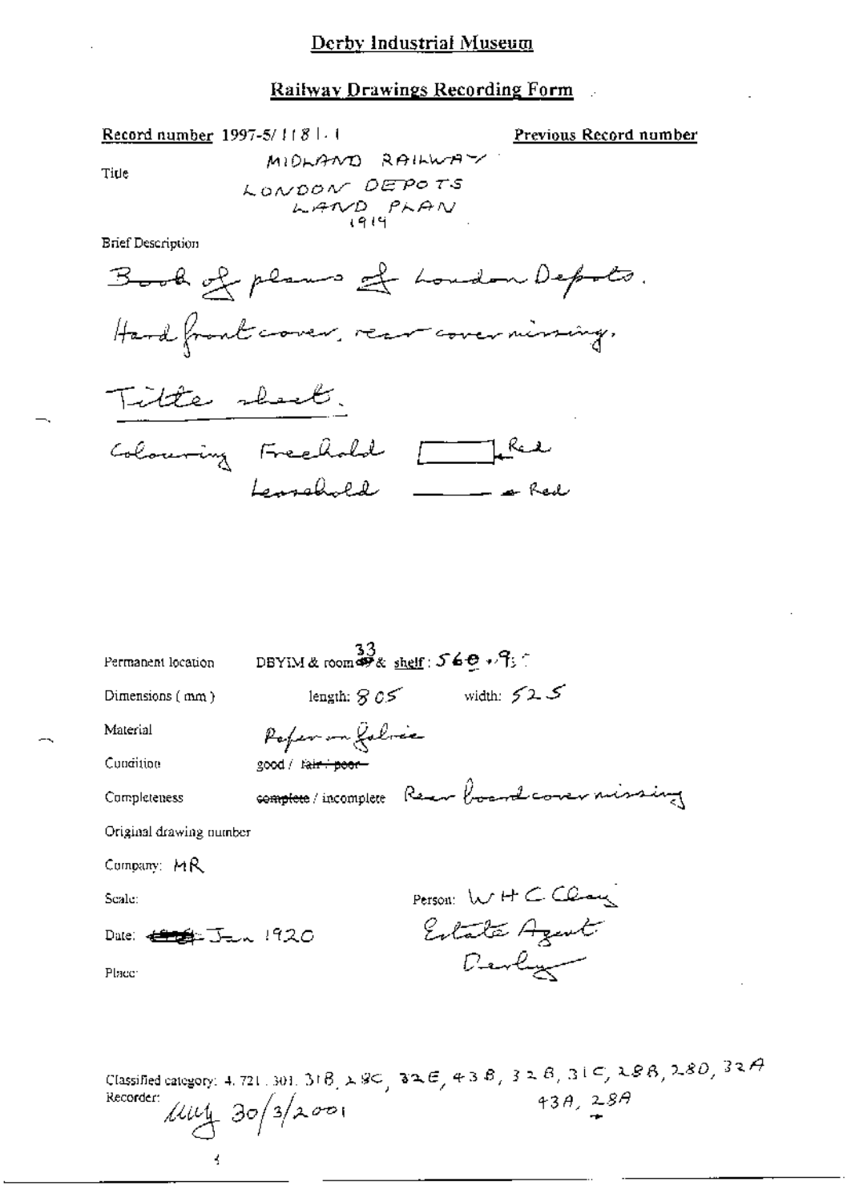# Derby Industrial Museum

## Railway Drawings Recording Form

Record number 1997-5/1181.1

Previous Record number

Title

MIDLAND RAILWAY
LONDON DEPOTS
LAND PLAN
1919

Brief Description

Book of plans of London Depots.
Hard front cover, rear cover missing.
Title sheet.
Colouring Freehold [box] Red
Leasehold ——— Red

Permanent location DBYIM & room 33 & shelf: 56e.9

Dimensions (mm) length: 805 width: 525

Material Paper on fabric

Condition good / ~~fair / poor~~

Completeness ~~complete~~ / incomplete Rear board cover missing

Original drawing number

Company: MR

Scale:

Person: W H C Clay
Estate Agent
Derby

Date: ~~1919~~ Jan 1920

Place:

Classified category: 4.721.301.31B, 28C, 32E, 43B, 32B, 31C, 28B, 28D, 32A
43A, 28A

Recorder: MH 30/3/2001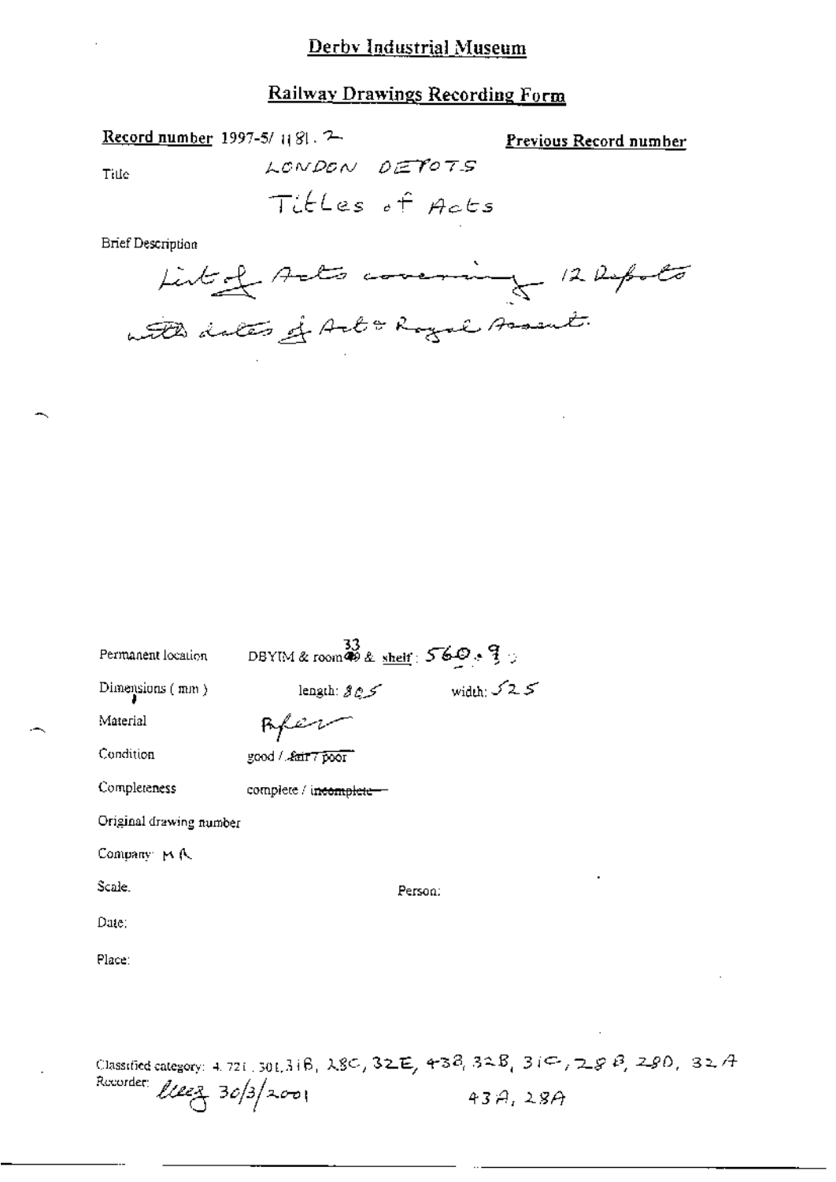# Derby Industrial Museum

## Railway Drawings Recording Form

**Record number** 1997-5/ 1181. 2

**Previous Record number**

Title LONDON DEPOTS
Titles of Acts

Brief Description

List of Acts covering 12 Depots with dates of Act & Royal Assent.

Permanent location DBYIM & room 33 & shelf: 560.9

Dimensions (mm) length: 805 width: 525

Material Paper

Condition good / ~~fair / poor~~

Completeness complete / ~~incomplete~~

Original drawing number

Company: M R

Scale.

Person:

Date:

Place:

Classified category: 4.721.30L, 31B, 28C, 32E, 43B, 32B, 31C, 28B, 28D, 32A, 43A, 28A

Recorder: lleez 30/3/2001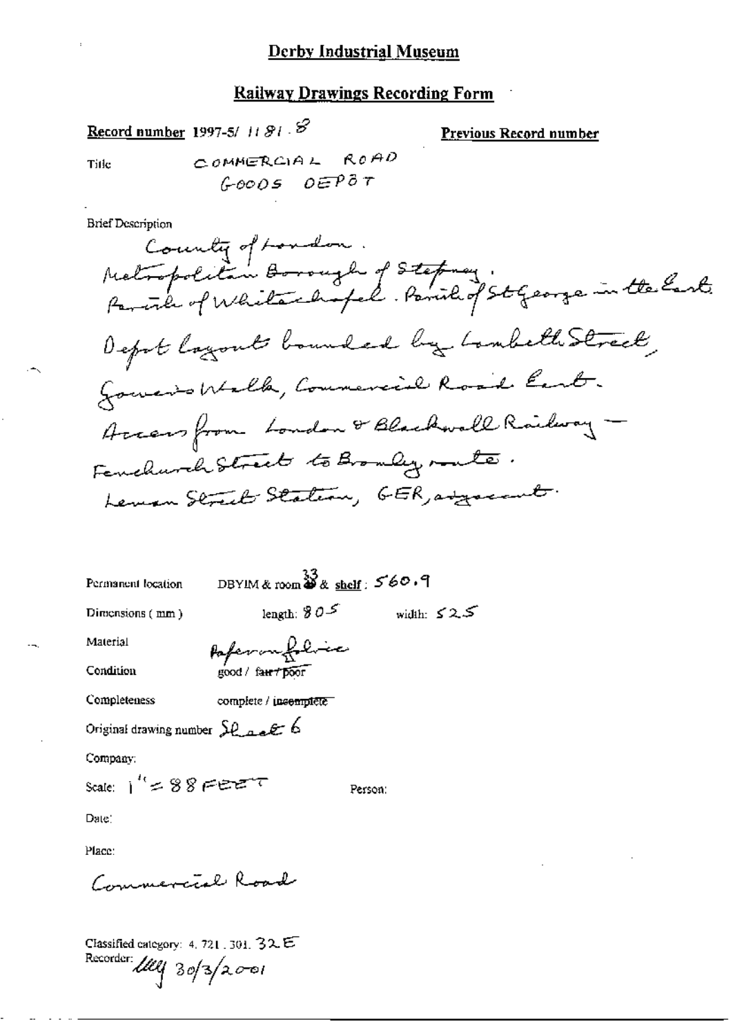## Derby Industrial Museum

## Railway Drawings Recording Form

**Record number** 1997-5/ 1181 . 8 **Previous Record number**

Title COMMERCIAL ROAD GOODS DEPOT

Brief Description

County of London.
Metropolitan Borough of Stepney.
Parish of Whitechapel. Parish of St George in the East.
Depot layout bounded by Lambeth Street, Gowers Walk, Commercial Road East.
Access from London & Blackwall Railway – Fenchurch Street to Bromley route.
Leman Street Station, GER, adjacent.

Permanent location DBYIM & room 33 & shelf : 560.9

Dimensions (mm) length: 805 width: 525

Material Paper on folio

Condition good / ~~fair / poor~~

Completeness complete / ~~incomplete~~

Original drawing number Sheet 6

Company:

Scale: 1" = 88 FEET Person:

Date:

Place:

Commercial Road

Classified category: 4. 721. 301. 32.E

Recorder: lley 30/3/2001